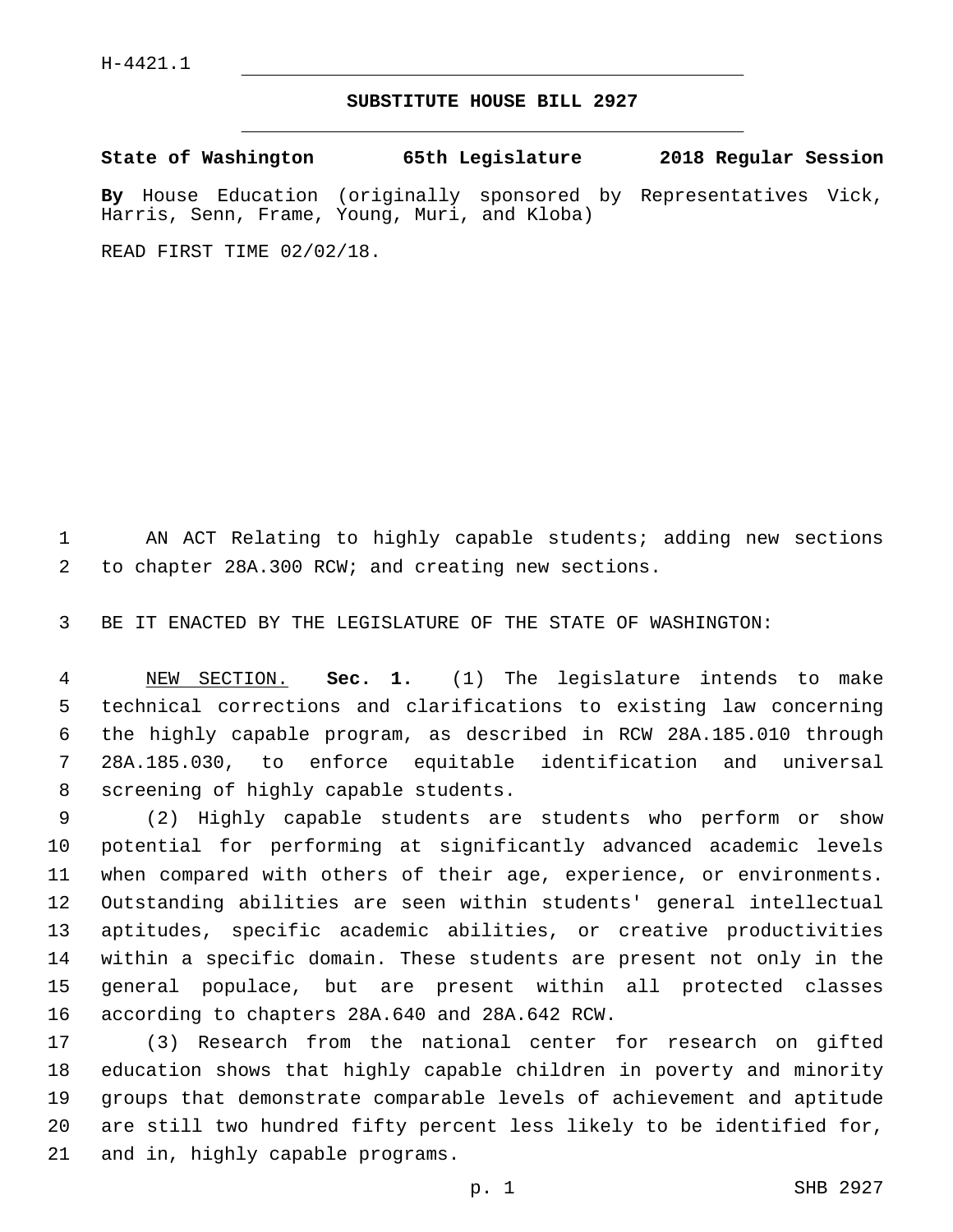H-4421.1

## SUBSTITUTE HOUSE BILL 2927

**State of Washington 65th Legislature 2018 Regular Session**

**By** House Education (originally sponsored by Representatives Vick, Harris, Senn, Frame, Young, Muri, and Kloba)

READ FIRST TIME 02/02/18.

AN ACT Relating to highly capable students; adding new sections to chapter 28A.300 RCW; and creating new sections.

BE IT ENACTED BY THE LEGISLATURE OF THE STATE OF WASHINGTON:

NEW SECTION. **Sec. 1.** (1) The legislature intends to make technical corrections and clarifications to existing law concerning the highly capable program, as described in RCW 28A.185.010 through 28A.185.030, to enforce equitable identification and universal screening of highly capable students.

(2) Highly capable students are students who perform or show potential for performing at significantly advanced academic levels when compared with others of their age, experience, or environments. Outstanding abilities are seen within students' general intellectual aptitudes, specific academic abilities, or creative productivities within a specific domain. These students are present not only in the general populace, but are present within all protected classes according to chapters 28A.640 and 28A.642 RCW.

(3) Research from the national center for research on gifted education shows that highly capable children in poverty and minority groups that demonstrate comparable levels of achievement and aptitude are still two hundred fifty percent less likely to be identified for, and in, highly capable programs.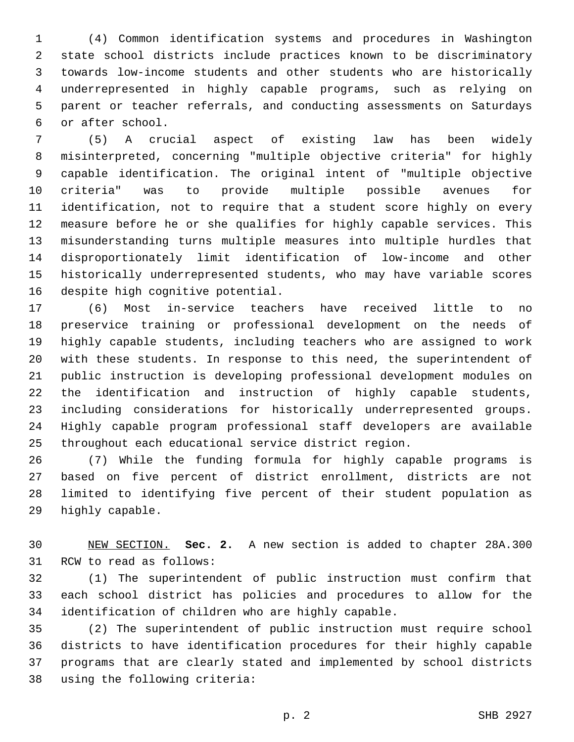(4) Common identification systems and procedures in Washington state school districts include practices known to be discriminatory towards low-income students and other students who are historically underrepresented in highly capable programs, such as relying on parent or teacher referrals, and conducting assessments on Saturdays or after school.

(5) A crucial aspect of existing law has been widely misinterpreted, concerning "multiple objective criteria" for highly capable identification. The original intent of "multiple objective criteria" was to provide multiple possible avenues for identification, not to require that a student score highly on every measure before he or she qualifies for highly capable services. This misunderstanding turns multiple measures into multiple hurdles that disproportionately limit identification of low-income and other historically underrepresented students, who may have variable scores despite high cognitive potential.

(6) Most in-service teachers have received little to no preservice training or professional development on the needs of highly capable students, including teachers who are assigned to work with these students. In response to this need, the superintendent of public instruction is developing professional development modules on the identification and instruction of highly capable students, including considerations for historically underrepresented groups. Highly capable program professional staff developers are available throughout each educational service district region.

(7) While the funding formula for highly capable programs is based on five percent of district enrollment, districts are not limited to identifying five percent of their student population as highly capable.

NEW SECTION. **Sec. 2.** A new section is added to chapter 28A.300 RCW to read as follows:

(1) The superintendent of public instruction must confirm that each school district has policies and procedures to allow for the identification of children who are highly capable.

(2) The superintendent of public instruction must require school districts to have identification procedures for their highly capable programs that are clearly stated and implemented by school districts using the following criteria: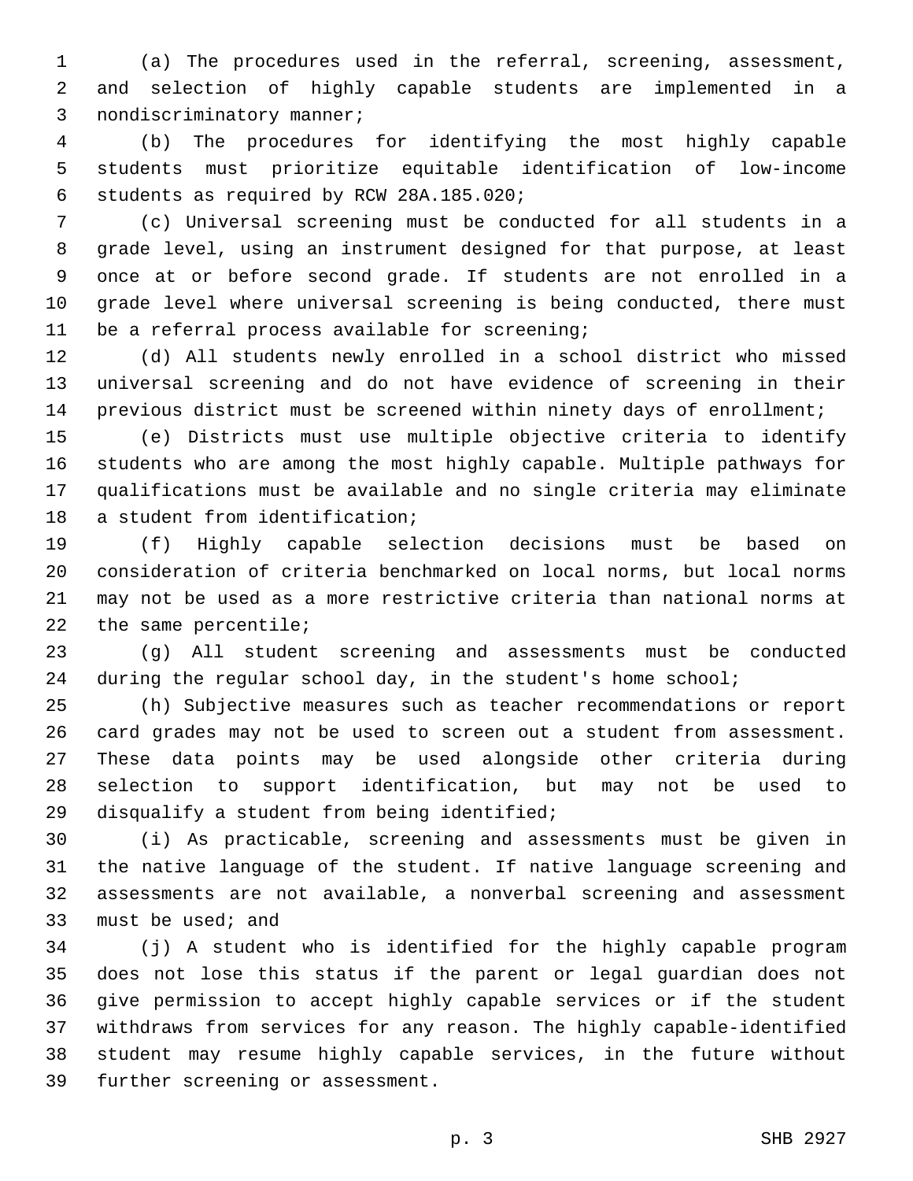(a) The procedures used in the referral, screening, assessment, and selection of highly capable students are implemented in a nondiscriminatory manner;

(b) The procedures for identifying the most highly capable students must prioritize equitable identification of low-income students as required by RCW 28A.185.020;

(c) Universal screening must be conducted for all students in a grade level, using an instrument designed for that purpose, at least once at or before second grade. If students are not enrolled in a grade level where universal screening is being conducted, there must be a referral process available for screening;

(d) All students newly enrolled in a school district who missed universal screening and do not have evidence of screening in their previous district must be screened within ninety days of enrollment;

(e) Districts must use multiple objective criteria to identify students who are among the most highly capable. Multiple pathways for qualifications must be available and no single criteria may eliminate a student from identification;

(f) Highly capable selection decisions must be based on consideration of criteria benchmarked on local norms, but local norms may not be used as a more restrictive criteria than national norms at the same percentile;

(g) All student screening and assessments must be conducted during the regular school day, in the student's home school;

(h) Subjective measures such as teacher recommendations or report card grades may not be used to screen out a student from assessment. These data points may be used alongside other criteria during selection to support identification, but may not be used to disqualify a student from being identified;

(i) As practicable, screening and assessments must be given in the native language of the student. If native language screening and assessments are not available, a nonverbal screening and assessment must be used; and

(j) A student who is identified for the highly capable program does not lose this status if the parent or legal guardian does not give permission to accept highly capable services or if the student withdraws from services for any reason. The highly capable-identified student may resume highly capable services, in the future without further screening or assessment.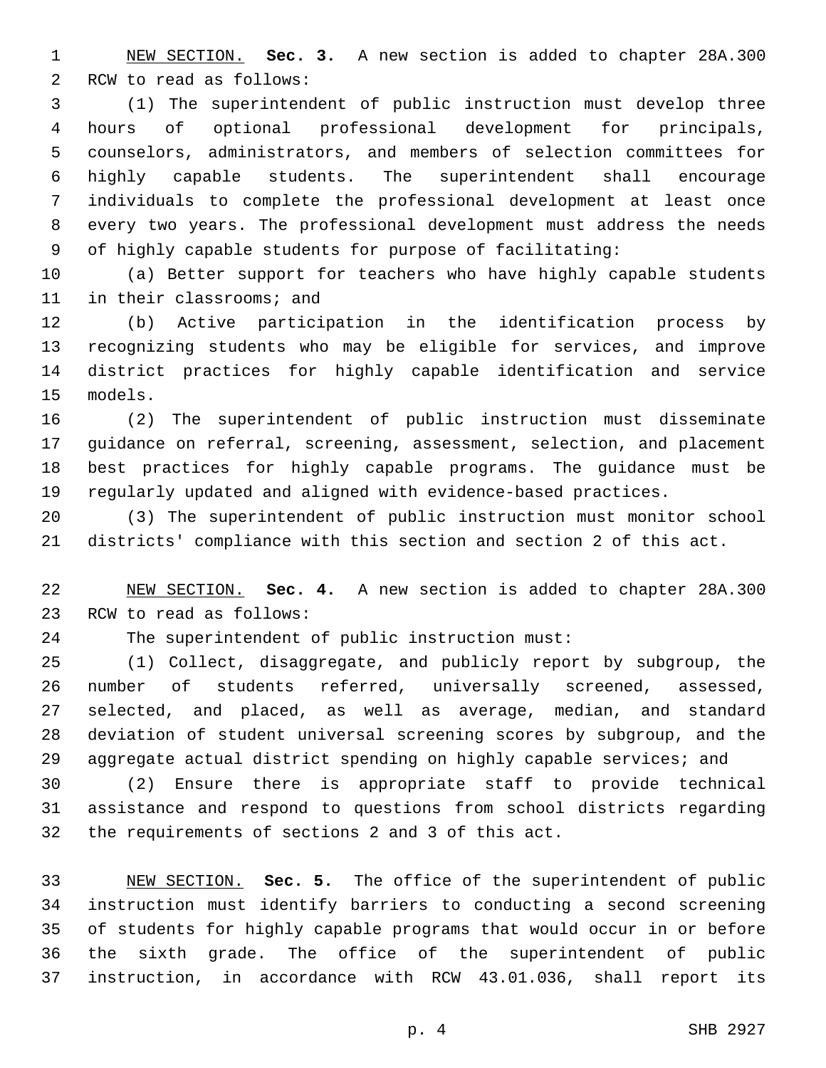NEW SECTION. **Sec. 3.** A new section is added to chapter 28A.300 RCW to read as follows:

(1) The superintendent of public instruction must develop three hours of optional professional development for principals, counselors, administrators, and members of selection committees for highly capable students. The superintendent shall encourage individuals to complete the professional development at least once every two years. The professional development must address the needs of highly capable students for purpose of facilitating:

(a) Better support for teachers who have highly capable students in their classrooms; and

(b) Active participation in the identification process by recognizing students who may be eligible for services, and improve district practices for highly capable identification and service models.

(2) The superintendent of public instruction must disseminate guidance on referral, screening, assessment, selection, and placement best practices for highly capable programs. The guidance must be regularly updated and aligned with evidence-based practices.

(3) The superintendent of public instruction must monitor school districts' compliance with this section and section 2 of this act.

NEW SECTION. **Sec. 4.** A new section is added to chapter 28A.300 RCW to read as follows:

The superintendent of public instruction must:

(1) Collect, disaggregate, and publicly report by subgroup, the number of students referred, universally screened, assessed, selected, and placed, as well as average, median, and standard deviation of student universal screening scores by subgroup, and the aggregate actual district spending on highly capable services; and

(2) Ensure there is appropriate staff to provide technical assistance and respond to questions from school districts regarding the requirements of sections 2 and 3 of this act.

NEW SECTION. **Sec. 5.** The office of the superintendent of public instruction must identify barriers to conducting a second screening of students for highly capable programs that would occur in or before the sixth grade. The office of the superintendent of public instruction, in accordance with RCW 43.01.036, shall report its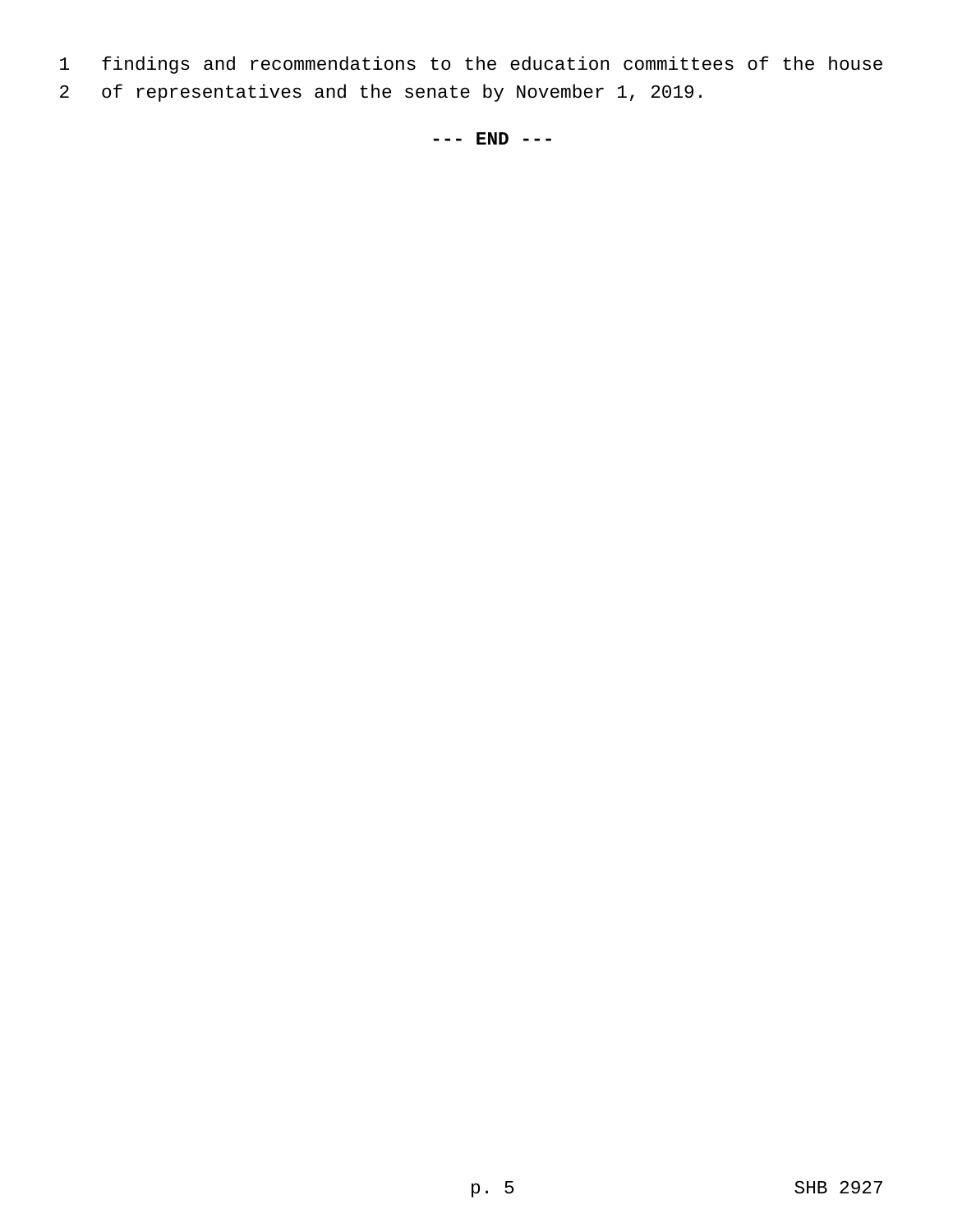findings and recommendations to the education committees of the house of representatives and the senate by November 1, 2019.

**--- END ---**